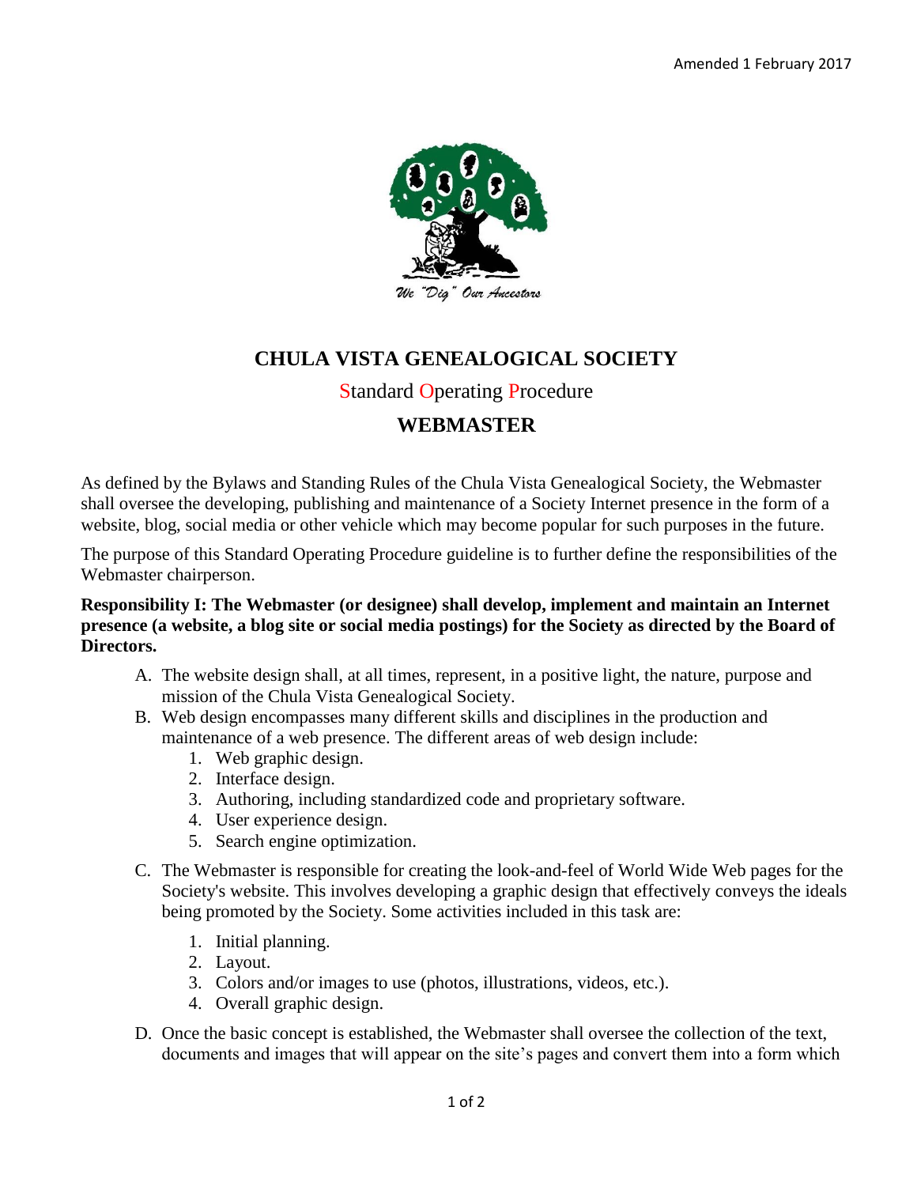Amended 1 February 2017

We "Dig" Our Ancestors

# CHULA VISTA GENEALOGICAL SOCIETY

Standard Operating Procedure

## WEBMASTER

As defined by the Bylaws and Standing Rules of the Chula Vista Genealogical Society, the Webmaster shall oversee the developing, publishing and maintenance of a Society Internet presence in the form of a website, blog, social media or other vehicle which may become popular for such purposes in the future.

The purpose of this Standard Operating Procedure guideline is to further define the responsibilities of the Webmaster chairperson.

**Responsibility I: The Webmaster (or designee) shall develop, implement and maintain an Internet presence (a website, a blog site or social media postings) for the Society as directed by the Board of Directors.**

A. The website design shall, at all times, represent, in a positive light, the nature, purpose and mission of the Chula Vista Genealogical Society.
B. Web design encompasses many different skills and disciplines in the production and maintenance of a web presence. The different areas of web design include:
    1. Web graphic design.
    2. Interface design.
    3. Authoring, including standardized code and proprietary software.
    4. User experience design.
    5. Search engine optimization.
C. The Webmaster is responsible for creating the look-and-feel of World Wide Web pages for the Society's website. This involves developing a graphic design that effectively conveys the ideals being promoted by the Society. Some activities included in this task are:
    1. Initial planning.
    2. Layout.
    3. Colors and/or images to use (photos, illustrations, videos, etc.).
    4. Overall graphic design.
D. Once the basic concept is established, the Webmaster shall oversee the collection of the text, documents and images that will appear on the site's pages and convert them into a form which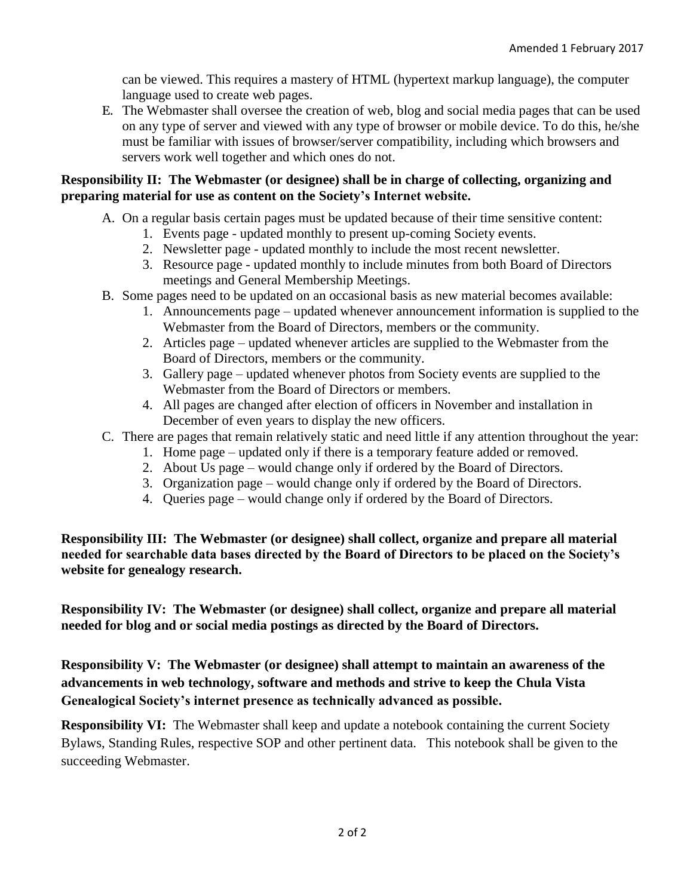can be viewed. This requires a mastery of HTML (hypertext markup language), the computer language used to create web pages.

E. The Webmaster shall oversee the creation of web, blog and social media pages that can be used on any type of server and viewed with any type of browser or mobile device. To do this, he/she must be familiar with issues of browser/server compatibility, including which browsers and servers work well together and which ones do not.

**Responsibility II: The Webmaster (or designee) shall be in charge of collecting, organizing and preparing material for use as content on the Society's Internet website.**

A. On a regular basis certain pages must be updated because of their time sensitive content:
   1. Events page - updated monthly to present up-coming Society events.
   2. Newsletter page - updated monthly to include the most recent newsletter.
   3. Resource page - updated monthly to include minutes from both Board of Directors meetings and General Membership Meetings.

B. Some pages need to be updated on an occasional basis as new material becomes available:
   1. Announcements page – updated whenever announcement information is supplied to the Webmaster from the Board of Directors, members or the community.
   2. Articles page – updated whenever articles are supplied to the Webmaster from the Board of Directors, members or the community.
   3. Gallery page – updated whenever photos from Society events are supplied to the Webmaster from the Board of Directors or members.
   4. All pages are changed after election of officers in November and installation in December of even years to display the new officers.

C. There are pages that remain relatively static and need little if any attention throughout the year:
   1. Home page – updated only if there is a temporary feature added or removed.
   2. About Us page – would change only if ordered by the Board of Directors.
   3. Organization page – would change only if ordered by the Board of Directors.
   4. Queries page – would change only if ordered by the Board of Directors.

**Responsibility III: The Webmaster (or designee) shall collect, organize and prepare all material needed for searchable data bases directed by the Board of Directors to be placed on the Society's website for genealogy research.**

**Responsibility IV: The Webmaster (or designee) shall collect, organize and prepare all material needed for blog and or social media postings as directed by the Board of Directors.**

**Responsibility V: The Webmaster (or designee) shall attempt to maintain an awareness of the advancements in web technology, software and methods and strive to keep the Chula Vista Genealogical Society's internet presence as technically advanced as possible.**

**Responsibility VI:** The Webmaster shall keep and update a notebook containing the current Society Bylaws, Standing Rules, respective SOP and other pertinent data. This notebook shall be given to the succeeding Webmaster.